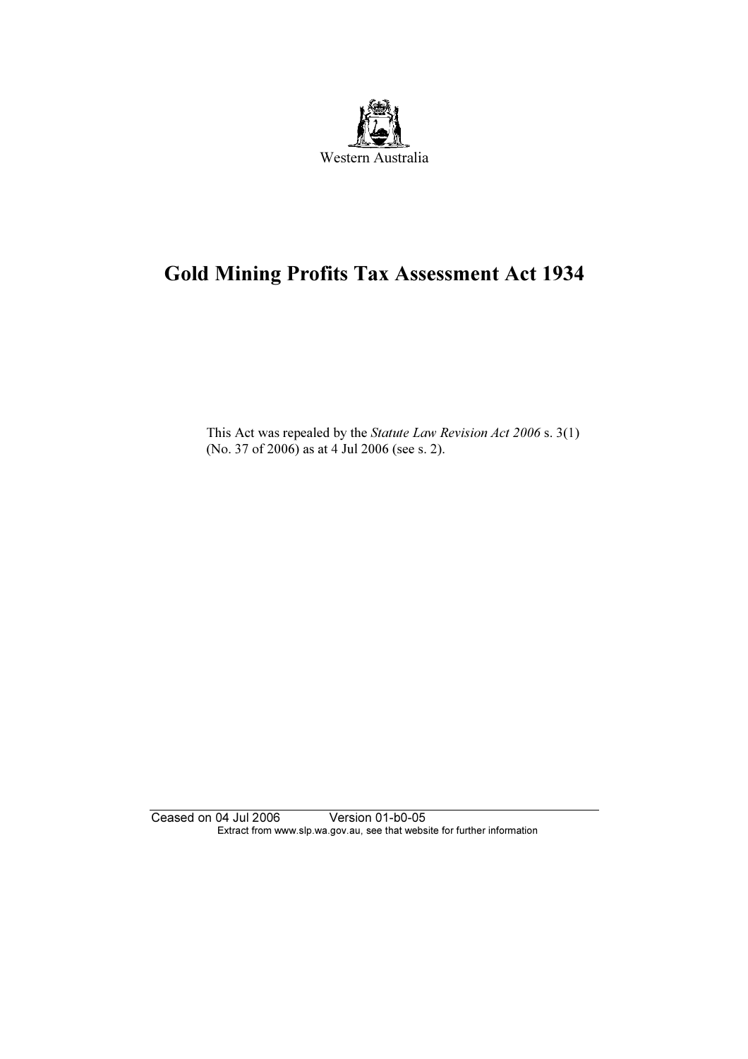Western Australia

# Gold Mining Profits Tax Assessment Act 1934

This Act was repealed by the *Statute Law Revision Act 2006* s. 3(1) (No. 37 of 2006) as at 4 Jul 2006 (see s. 2).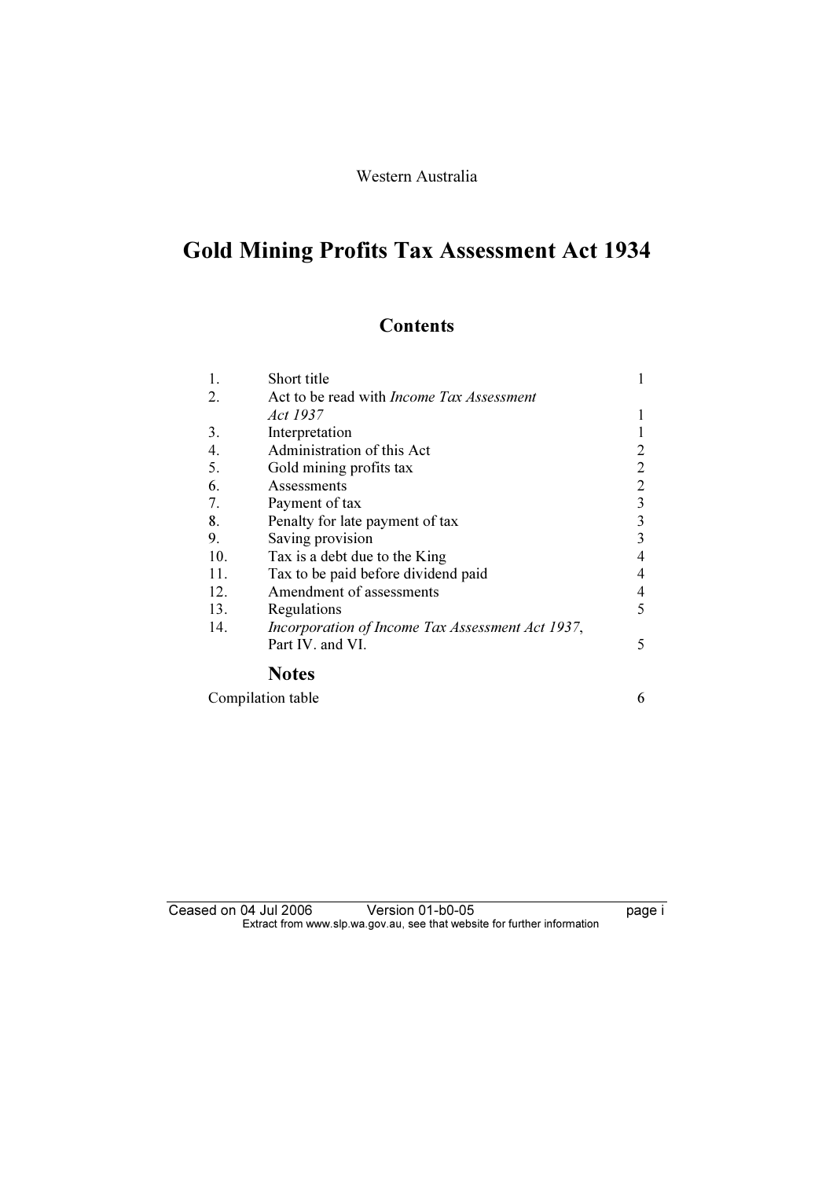Western Australia

# Gold Mining Profits Tax Assessment Act 1934

## Contents

| | | |
|---|---|---|
| 1. | Short title | 1 |
| 2. | Act to be read with *Income Tax Assessment Act 1937* | 1 |
| 3. | Interpretation | 1 |
| 4. | Administration of this Act | 2 |
| 5. | Gold mining profits tax | 2 |
| 6. | Assessments | 2 |
| 7. | Payment of tax | 3 |
| 8. | Penalty for late payment of tax | 3 |
| 9. | Saving provision | 3 |
| 10. | Tax is a debt due to the King | 4 |
| 11. | Tax to be paid before dividend paid | 4 |
| 12. | Amendment of assessments | 4 |
| 13. | Regulations | 5 |
| 14. | *Incorporation of Income Tax Assessment Act 1937*, Part IV. and VI. | 5 |

### Notes

| | |
|---|---|
| Compilation table | 6 |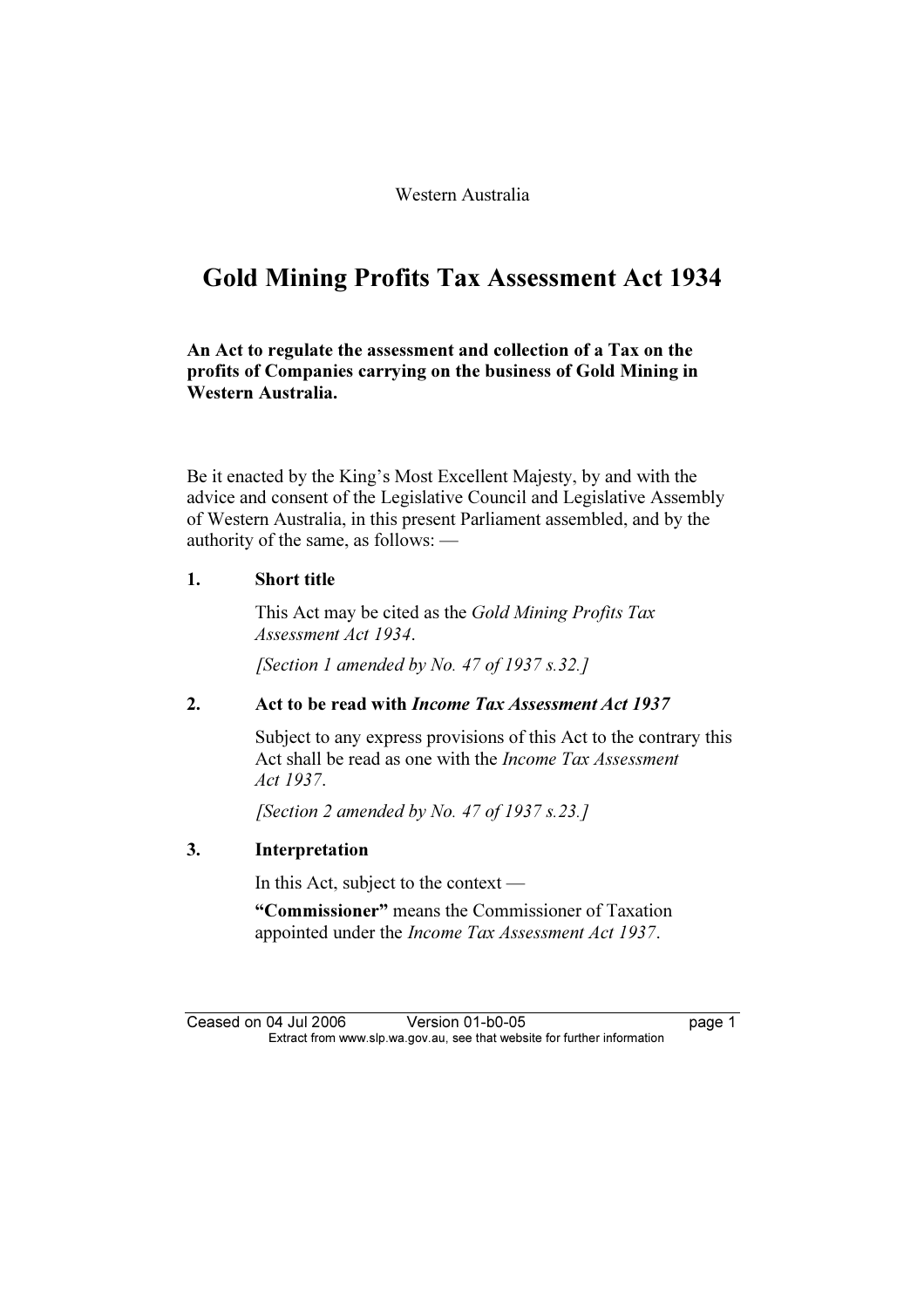Western Australia

# Gold Mining Profits Tax Assessment Act 1934

**An Act to regulate the assessment and collection of a Tax on the profits of Companies carrying on the business of Gold Mining in Western Australia.**

Be it enacted by the King's Most Excellent Majesty, by and with the advice and consent of the Legislative Council and Legislative Assembly of Western Australia, in this present Parliament assembled, and by the authority of the same, as follows: —

## 1. Short title

This Act may be cited as the *Gold Mining Profits Tax Assessment Act 1934*.

*[Section 1 amended by No. 47 of 1937 s.32.]*

## 2. Act to be read with *Income Tax Assessment Act 1937*

Subject to any express provisions of this Act to the contrary this Act shall be read as one with the *Income Tax Assessment Act 1937*.

*[Section 2 amended by No. 47 of 1937 s.23.]*

## 3. Interpretation

In this Act, subject to the context —

**"Commissioner"** means the Commissioner of Taxation appointed under the *Income Tax Assessment Act 1937*.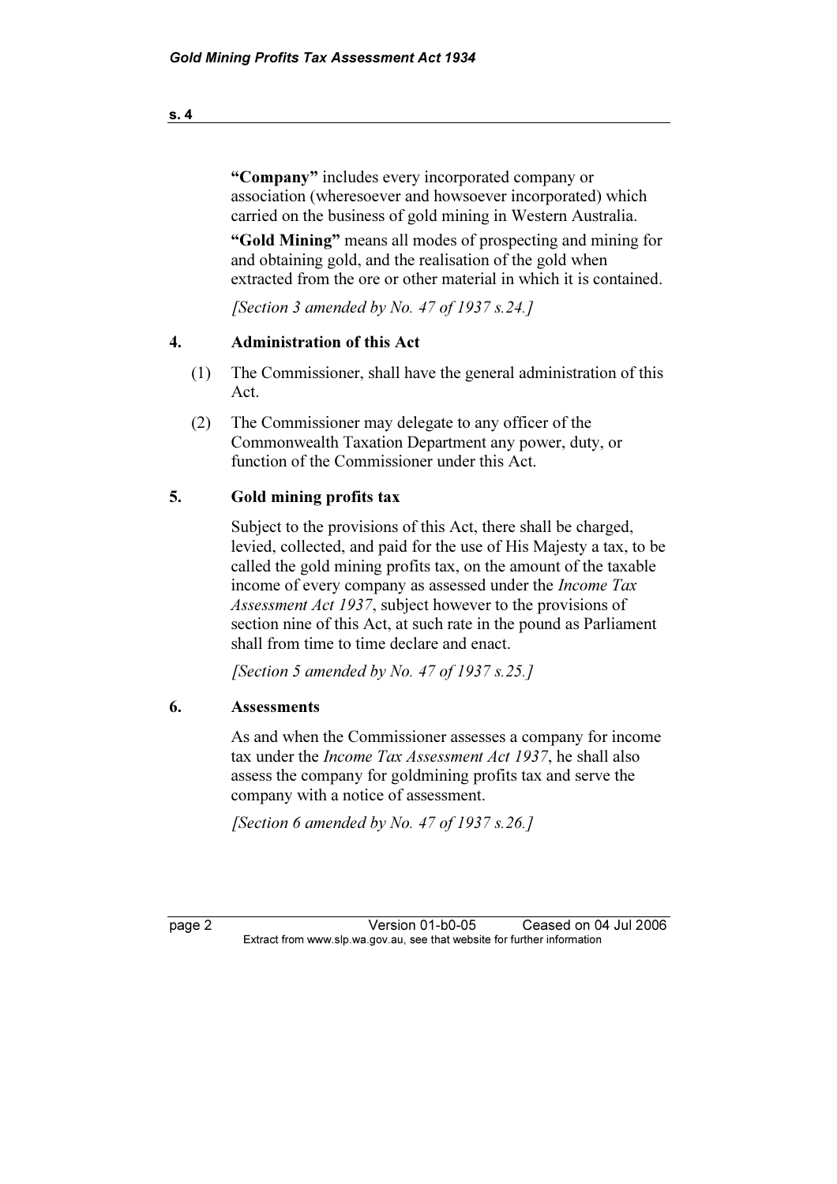**"Company"** includes every incorporated company or association (wheresoever and howsoever incorporated) which carried on the business of gold mining in Western Australia.

**"Gold Mining"** means all modes of prospecting and mining for and obtaining gold, and the realisation of the gold when extracted from the ore or other material in which it is contained.

*[Section 3 amended by No. 47 of 1937 s.24.]*

## 4. Administration of this Act

(1) The Commissioner, shall have the general administration of this Act.

(2) The Commissioner may delegate to any officer of the Commonwealth Taxation Department any power, duty, or function of the Commissioner under this Act.

## 5. Gold mining profits tax

Subject to the provisions of this Act, there shall be charged, levied, collected, and paid for the use of His Majesty a tax, to be called the gold mining profits tax, on the amount of the taxable income of every company as assessed under the *Income Tax Assessment Act 1937*, subject however to the provisions of section nine of this Act, at such rate in the pound as Parliament shall from time to time declare and enact.

*[Section 5 amended by No. 47 of 1937 s.25.]*

## 6. Assessments

As and when the Commissioner assesses a company for income tax under the *Income Tax Assessment Act 1937*, he shall also assess the company for goldmining profits tax and serve the company with a notice of assessment.

*[Section 6 amended by No. 47 of 1937 s.26.]*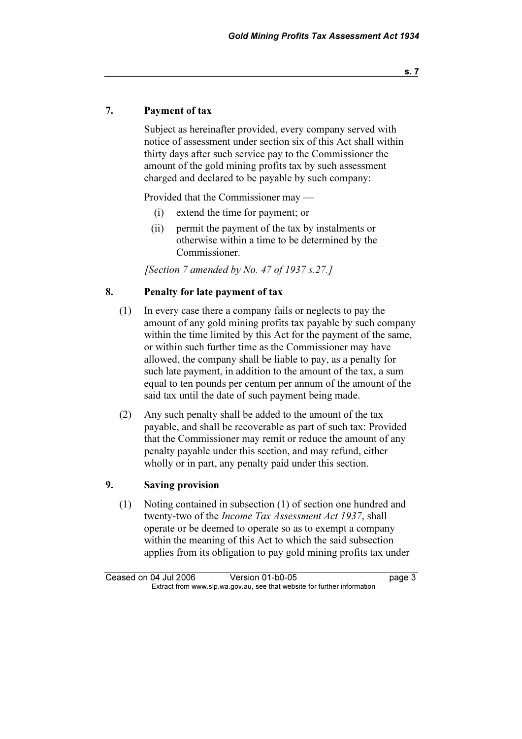## 7. Payment of tax

Subject as hereinafter provided, every company served with notice of assessment under section six of this Act shall within thirty days after such service pay to the Commissioner the amount of the gold mining profits tax by such assessment charged and declared to be payable by such company:

Provided that the Commissioner may —

- (i) extend the time for payment; or
- (ii) permit the payment of the tax by instalments or otherwise within a time to be determined by the Commissioner.

*[Section 7 amended by No. 47 of 1937 s.27.]*

## 8. Penalty for late payment of tax

(1) In every case there a company fails or neglects to pay the amount of any gold mining profits tax payable by such company within the time limited by this Act for the payment of the same, or within such further time as the Commissioner may have allowed, the company shall be liable to pay, as a penalty for such late payment, in addition to the amount of the tax, a sum equal to ten pounds per centum per annum of the amount of the said tax until the date of such payment being made.

(2) Any such penalty shall be added to the amount of the tax payable, and shall be recoverable as part of such tax: Provided that the Commissioner may remit or reduce the amount of any penalty payable under this section, and may refund, either wholly or in part, any penalty paid under this section.

## 9. Saving provision

(1) Noting contained in subsection (1) of section one hundred and twenty-two of the *Income Tax Assessment Act 1937*, shall operate or be deemed to operate so as to exempt a company within the meaning of this Act to which the said subsection applies from its obligation to pay gold mining profits tax under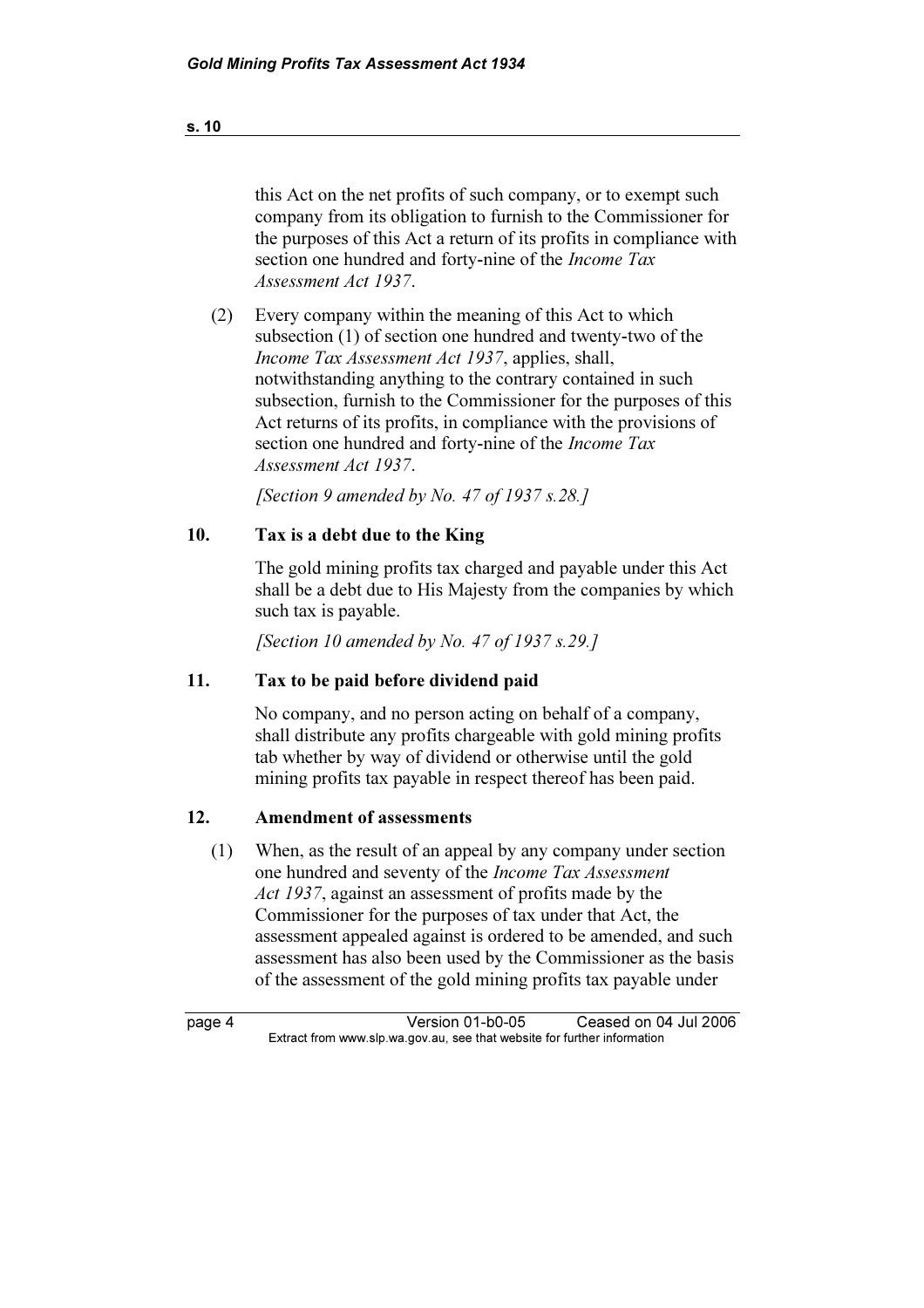this Act on the net profits of such company, or to exempt such company from its obligation to furnish to the Commissioner for the purposes of this Act a return of its profits in compliance with section one hundred and forty-nine of the *Income Tax Assessment Act 1937*.

(2) Every company within the meaning of this Act to which subsection (1) of section one hundred and twenty-two of the *Income Tax Assessment Act 1937*, applies, shall, notwithstanding anything to the contrary contained in such subsection, furnish to the Commissioner for the purposes of this Act returns of its profits, in compliance with the provisions of section one hundred and forty-nine of the *Income Tax Assessment Act 1937*.

*[Section 9 amended by No. 47 of 1937 s.28.]*

### 10. Tax is a debt due to the King

The gold mining profits tax charged and payable under this Act shall be a debt due to His Majesty from the companies by which such tax is payable.

*[Section 10 amended by No. 47 of 1937 s.29.]*

### 11. Tax to be paid before dividend paid

No company, and no person acting on behalf of a company, shall distribute any profits chargeable with gold mining profits tab whether by way of dividend or otherwise until the gold mining profits tax payable in respect thereof has been paid.

### 12. Amendment of assessments

(1) When, as the result of an appeal by any company under section one hundred and seventy of the *Income Tax Assessment Act 1937*, against an assessment of profits made by the Commissioner for the purposes of tax under that Act, the assessment appealed against is ordered to be amended, and such assessment has also been used by the Commissioner as the basis of the assessment of the gold mining profits tax payable under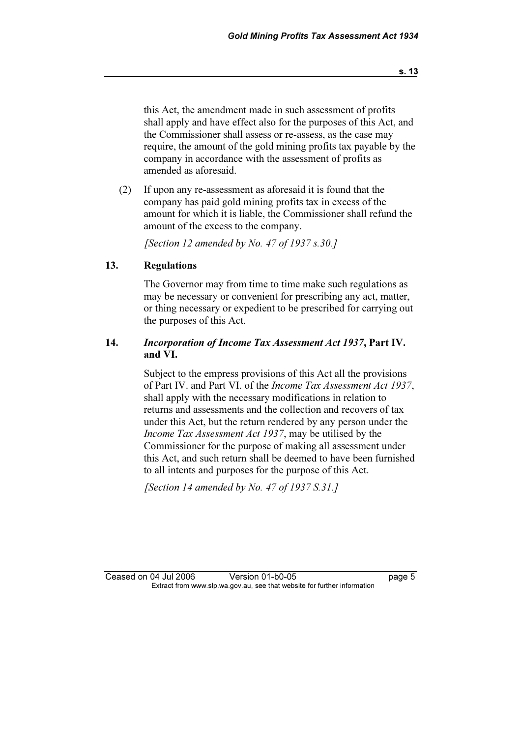this Act, the amendment made in such assessment of profits shall apply and have effect also for the purposes of this Act, and the Commissioner shall assess or re-assess, as the case may require, the amount of the gold mining profits tax payable by the company in accordance with the assessment of profits as amended as aforesaid.

(2) If upon any re-assessment as aforesaid it is found that the company has paid gold mining profits tax in excess of the amount for which it is liable, the Commissioner shall refund the amount of the excess to the company.

*[Section 12 amended by No. 47 of 1937 s.30.]*

### 13. Regulations

The Governor may from time to time make such regulations as may be necessary or convenient for prescribing any act, matter, or thing necessary or expedient to be prescribed for carrying out the purposes of this Act.

### 14. *Incorporation of Income Tax Assessment Act 1937*, Part IV. and VI.

Subject to the empress provisions of this Act all the provisions of Part IV. and Part VI. of the *Income Tax Assessment Act 1937*, shall apply with the necessary modifications in relation to returns and assessments and the collection and recovers of tax under this Act, but the return rendered by any person under the *Income Tax Assessment Act 1937*, may be utilised by the Commissioner for the purpose of making all assessment under this Act, and such return shall be deemed to have been furnished to all intents and purposes for the purpose of this Act.

*[Section 14 amended by No. 47 of 1937 S.31.]*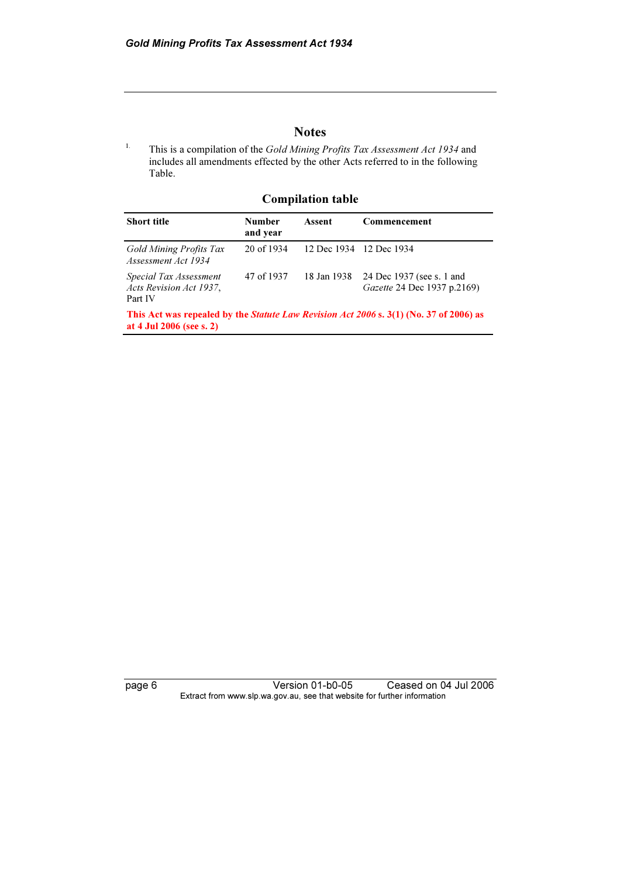## Notes

1. This is a compilation of the *Gold Mining Profits Tax Assessment Act 1934* and includes all amendments effected by the other Acts referred to in the following Table.

### Compilation table

| Short title | Number and year | Assent | Commencement |
|---|---|---|---|
| *Gold Mining Profits Tax Assessment Act 1934* | 20 of 1934 | 12 Dec 1934 | 12 Dec 1934 |
| *Special Tax Assessment Acts Revision Act 1937*, Part IV | 47 of 1937 | 18 Jan 1938 | 24 Dec 1937 (see s. 1 and *Gazette* 24 Dec 1937 p.2169) |
| **This Act was repealed by the *Statute Law Revision Act 2006* s. 3(1) (No. 37 of 2006) as at 4 Jul 2006 (see s. 2)** | | | |